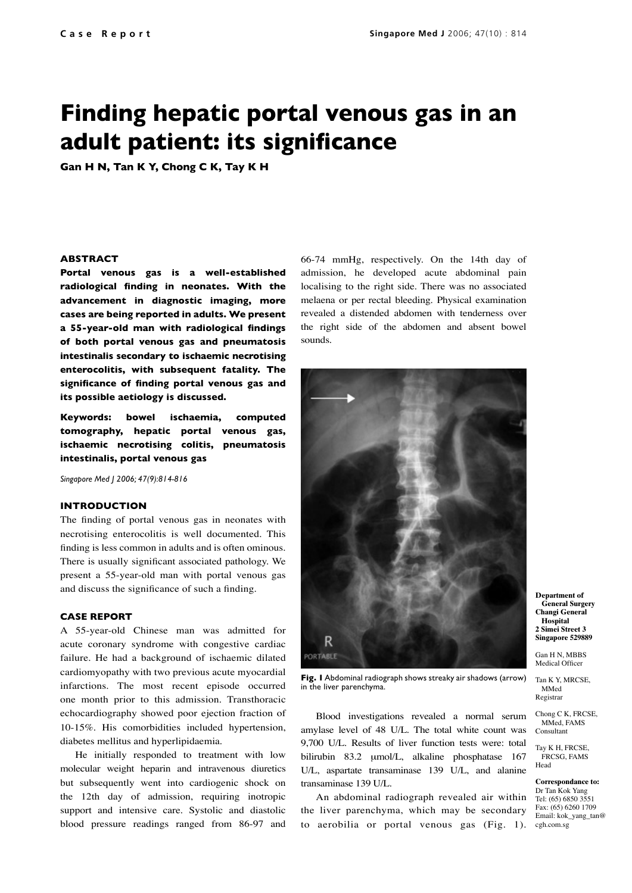# Finding hepatic portal venous gas in an adult patient: its significance

**Gan H N, Tan K Y, Chong C K, Tay K H**

### ABSTRACT

**Portal venous gas is a well-established radiological finding in neonates. With the advancement in diagnostic imaging, more cases are being reported in adults. We present a 55-year-old man with radiological findings of both portal venous gas and pneumatosis intestinalis secondary to ischaemic necrotising enterocolitis, with subsequent fatality. The significance of finding portal venous gas and its possible aetiology is discussed.**

**Keywords: bowel ischaemia, computed tomography, hepatic portal venous gas, ischaemic necrotising colitis, pneumatosis intestinalis, portal venous gas**

*Singapore Med J 2006; 47(9):814-816*

### INTRODUCTION

The finding of portal venous gas in neonates with necrotising enterocolitis is well documented. This finding is less common in adults and is often ominous. There is usually significant associated pathology. We present a 55-year-old man with portal venous gas and discuss the significance of such a finding.

### CASE REPORT

A 55-year-old Chinese man was admitted for acute coronary syndrome with congestive cardiac failure. He had a background of ischaemic dilated cardiomyopathy with two previous acute myocardial infarctions. The most recent episode occurred one month prior to this admission. Transthoracic echocardiography showed poor ejection fraction of 10-15%. His comorbidities included hypertension, diabetes mellitus and hyperlipidaemia.

He initially responded to treatment with low molecular weight heparin and intravenous diuretics but subsequently went into cardiogenic shock on the 12th day of admission, requiring inotropic support and intensive care. Systolic and diastolic blood pressure readings ranged from 86-97 and 66-74 mmHg, respectively. On the 14th day of admission, he developed acute abdominal pain localising to the right side. There was no associated melaena or per rectal bleeding. Physical examination revealed a distended abdomen with tenderness over the right side of the abdomen and absent bowel sounds.

**Fig. 1** Abdominal radiograph shows streaky air shadows (arrow) in the liver parenchyma.

Blood investigations revealed a normal serum amylase level of 48 U/L. The total white count was 9,700 U/L. Results of liver function tests were: total bilirubin 83.2 μmol/L, alkaline phosphatase 167 U/L, aspartate transaminase 139 U/L, and alanine transaminase 139 U/L.

An abdominal radiograph revealed air within the liver parenchyma, which may be secondary to aerobilia or portal venous gas (Fig. 1).

**Department of General Surgery**
**Changi General Hospital**
**2 Simei Street 3**
**Singapore 529889**

Gan H N, MBBS
Medical Officer

Tan K Y, MRCSE, MMed
Registrar

Chong C K, FRCSE, MMed, FAMS
Consultant

Tay K H, FRCSE, FRCSG, FAMS
Head

**Correspondance to:**
Dr Tan Kok Yang
Tel: (65) 6850 3551
Fax: (65) 6260 1709
Email: kok_yang_tan@cgh.com.sg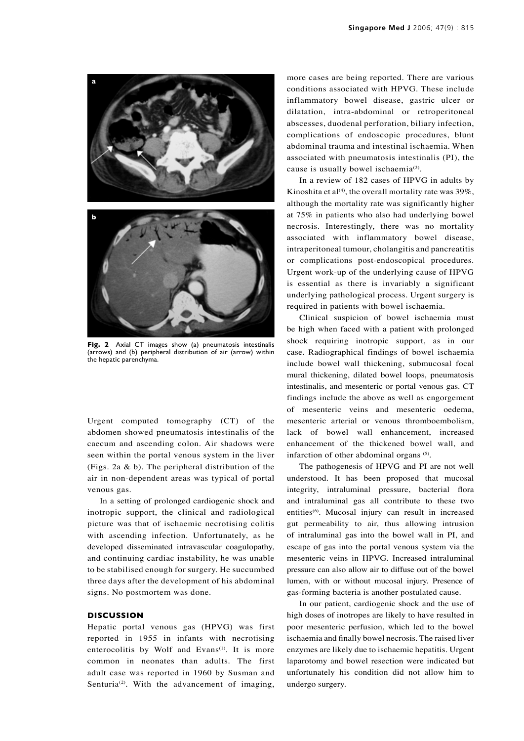Fig. 2 Axial CT images show (a) pneumatosis intestinalis (arrows) and (b) peripheral distribution of air (arrow) within the hepatic parenchyma.

Urgent computed tomography (CT) of the abdomen showed pneumatosis intestinalis of the caecum and ascending colon. Air shadows were seen within the portal venous system in the liver (Figs. 2a & b). The peripheral distribution of the air in non-dependent areas was typical of portal venous gas.

In a setting of prolonged cardiogenic shock and inotropic support, the clinical and radiological picture was that of ischaemic necrotising colitis with ascending infection. Unfortunately, as he developed disseminated intravascular coagulopathy, and continuing cardiac instability, he was unable to be stabilised enough for surgery. He succumbed three days after the development of his abdominal signs. No postmortem was done.

## DISCUSSION

Hepatic portal venous gas (HPVG) was first reported in 1955 in infants with necrotising enterocolitis by Wolf and Evans[1]. It is more common in neonates than adults. The first adult case was reported in 1960 by Susman and Senturia[2]. With the advancement of imaging, more cases are being reported. There are various conditions associated with HPVG. These include inflammatory bowel disease, gastric ulcer or dilatation, intra-abdominal or retroperitoneal abscesses, duodenal perforation, biliary infection, complications of endoscopic procedures, blunt abdominal trauma and intestinal ischaemia. When associated with pneumatosis intestinalis (PI), the cause is usually bowel ischaemia[3].

In a review of 182 cases of HPVG in adults by Kinoshita et al[4], the overall mortality rate was 39%, although the mortality rate was significantly higher at 75% in patients who also had underlying bowel necrosis. Interestingly, there was no mortality associated with inflammatory bowel disease, intraperitoneal tumour, cholangitis and pancreatitis or complications post-endoscopical procedures. Urgent work-up of the underlying cause of HPVG is essential as there is invariably a significant underlying pathological process. Urgent surgery is required in patients with bowel ischaemia.

Clinical suspicion of bowel ischaemia must be high when faced with a patient with prolonged shock requiring inotropic support, as in our case. Radiographical findings of bowel ischaemia include bowel wall thickening, submucosal focal mural thickening, dilated bowel loops, pneumatosis intestinalis, and mesenteric or portal venous gas. CT findings include the above as well as engorgement of mesenteric veins and mesenteric oedema, mesenteric arterial or venous thromboembolism, lack of bowel wall enhancement, increased enhancement of the thickened bowel wall, and infarction of other abdominal organs [5].

The pathogenesis of HPVG and PI are not well understood. It has been proposed that mucosal integrity, intraluminal pressure, bacterial flora and intraluminal gas all contribute to these two entities[6]. Mucosal injury can result in increased gut permeability to air, thus allowing intrusion of intraluminal gas into the bowel wall in PI, and escape of gas into the portal venous system via the mesenteric veins in HPVG. Increased intraluminal pressure can also allow air to diffuse out of the bowel lumen, with or without mucosal injury. Presence of gas-forming bacteria is another postulated cause.

In our patient, cardiogenic shock and the use of high doses of inotropes are likely to have resulted in poor mesenteric perfusion, which led to the bowel ischaemia and finally bowel necrosis. The raised liver enzymes are likely due to ischaemic hepatitis. Urgent laparotomy and bowel resection were indicated but unfortunately his condition did not allow him to undergo surgery.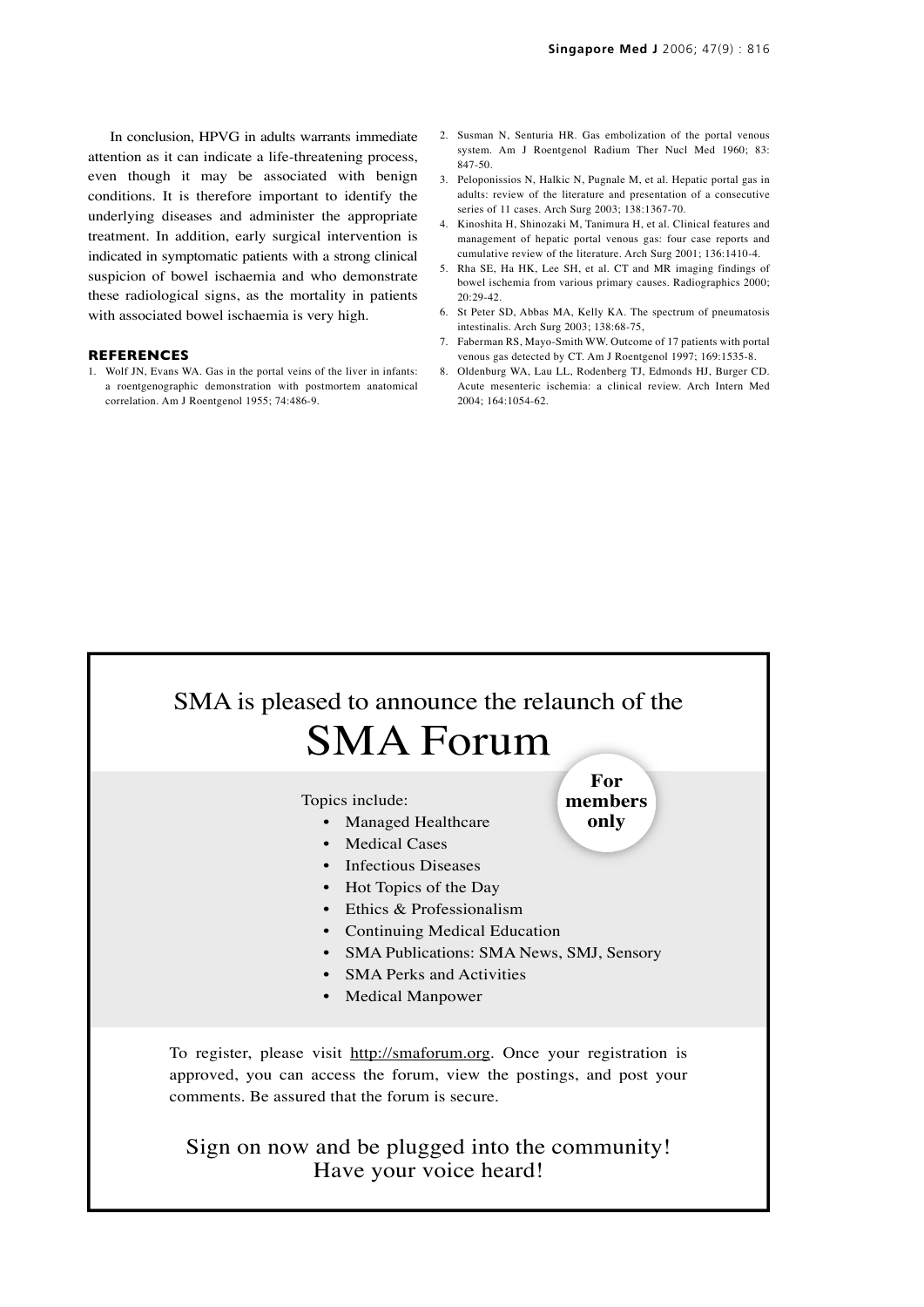In conclusion, HPVG in adults warrants immediate attention as it can indicate a life-threatening process, even though it may be associated with benign conditions. It is therefore important to identify the underlying diseases and administer the appropriate treatment. In addition, early surgical intervention is indicated in symptomatic patients with a strong clinical suspicion of bowel ischaemia and who demonstrate these radiological signs, as the mortality in patients with associated bowel ischaemia is very high.

## REFERENCES

1. Wolf JN, Evans WA. Gas in the portal veins of the liver in infants: a roentgenographic demonstration with postmortem anatomical correlation. Am J Roentgenol 1955; 74:486-9.
2. Susman N, Senturia HR. Gas embolization of the portal venous system. Am J Roentgenol Radium Ther Nucl Med 1960; 83: 847-50.
3. Peloponissios N, Halkic N, Pugnale M, et al. Hepatic portal gas in adults: review of the literature and presentation of a consecutive series of 11 cases. Arch Surg 2003; 138:1367-70.
4. Kinoshita H, Shinozaki M, Tanimura H, et al. Clinical features and management of hepatic portal venous gas: four case reports and cumulative review of the literature. Arch Surg 2001; 136:1410-4.
5. Rha SE, Ha HK, Lee SH, et al. CT and MR imaging findings of bowel ischemia from various primary causes. Radiographics 2000; 20:29-42.
6. St Peter SD, Abbas MA, Kelly KA. The spectrum of pneumatosis intestinalis. Arch Surg 2003; 138:68-75,
7. Faberman RS, Mayo-Smith WW. Outcome of 17 patients with portal venous gas detected by CT. Am J Roentgenol 1997; 169:1535-8.
8. Oldenburg WA, Lau LL, Rodenberg TJ, Edmonds HJ, Burger CD. Acute mesenteric ischemia: a clinical review. Arch Intern Med 2004; 164:1054-62.

---

SMA is pleased to announce the relaunch of the

# SMA Forum

**For members only**

Topics include:

- Managed Healthcare
- Medical Cases
- Infectious Diseases
- Hot Topics of the Day
- Ethics & Professionalism
- Continuing Medical Education
- SMA Publications: SMA News, SMJ, Sensory
- SMA Perks and Activities
- Medical Manpower

To register, please visit http://smaforum.org. Once your registration is approved, you can access the forum, view the postings, and post your comments. Be assured that the forum is secure.

Sign on now and be plugged into the community!
Have your voice heard!